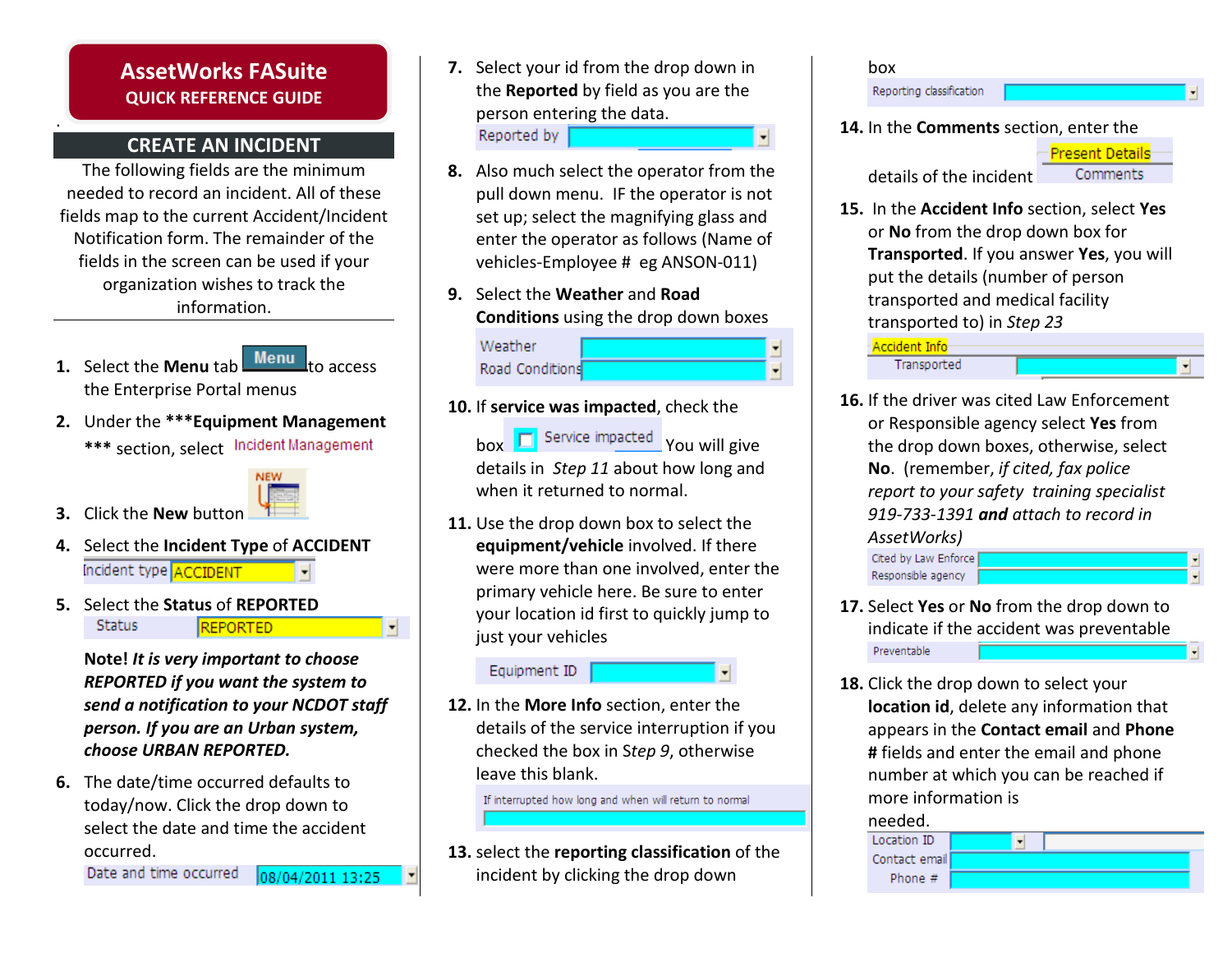# AssetWorks FASuite

**QUICK REFERENCE GUIDE**

## CREATE AN INCIDENT

The following fields are the minimum needed to record an incident. All of these fields map to the current Accident/Incident Notification form. The remainder of the fields in the screen can be used if your organization wishes to track the information.

1. Select the **Menu** tab Menu to access the Enterprise Portal menus
2. Under the **\*\*\*Equipment Management** \*\*\* section, select Incident Management
3. Click the **New** button NEW
4. Select the **Incident Type** of **ACCIDENT**

   Incident type ACCIDENT

5. Select the **Status** of **REPORTED**

   Status REPORTED

   ***Note! It is very important to choose REPORTED if you want the system to send a notification to your NCDOT staff person. If you are an Urban system, choose URBAN REPORTED.***

6. The date/time occurred defaults to today/now. Click the drop down to select the date and time the accident occurred.

   Date and time occurred 08/04/2011 13:25

7. Select your id from the drop down in the **Reported** by field as you are the person entering the data.

   Reported by

8. Also much select the operator from the pull down menu. IF the operator is not set up; select the magnifying glass and enter the operator as follows (Name of vehicles-Employee # eg ANSON-011)
9. Select the **Weather** and **Road Conditions** using the drop down boxes

   Weather
   Road Conditions

10. If **service was impacted**, check the box Service impacted You will give details in *Step 11* about how long and when it returned to normal.
11. Use the drop down box to select the **equipment/vehicle** involved. If there were more than one involved, enter the primary vehicle here. Be sure to enter your location id first to quickly jump to just your vehicles

    Equipment ID

12. In the **More Info** section, enter the details of the service interruption if you checked the box in S*tep 9*, otherwise leave this blank.

    If interrupted how long and when will return to normal

13. select the **reporting classification** of the incident by clicking the drop down box

    Reporting classification

14. In the **Comments** section, enter the details of the incident

    Present Details
    Comments

15. In the **Accident Info** section, select **Yes** or **No** from the drop down box for **Transported**. If you answer **Yes**, you will put the details (number of person transported and medical facility transported to) in *Step 23*

    Accident Info
    Transported

16. If the driver was cited Law Enforcement or Responsible agency select **Yes** from the drop down boxes, otherwise, select **No**. (remember, *if cited, fax police report to your safety training specialist 919-733-1391* ***and*** *attach to record in AssetWorks)*

    Cited by Law Enforce
    Responsible agency

17. Select **Yes** or **No** from the drop down to indicate if the accident was preventable

    Preventable

18. Click the drop down to select your **location id**, delete any information that appears in the **Contact email** and **Phone #** fields and enter the email and phone number at which you can be reached if more information is needed.

    Location ID
    Contact email
    Phone #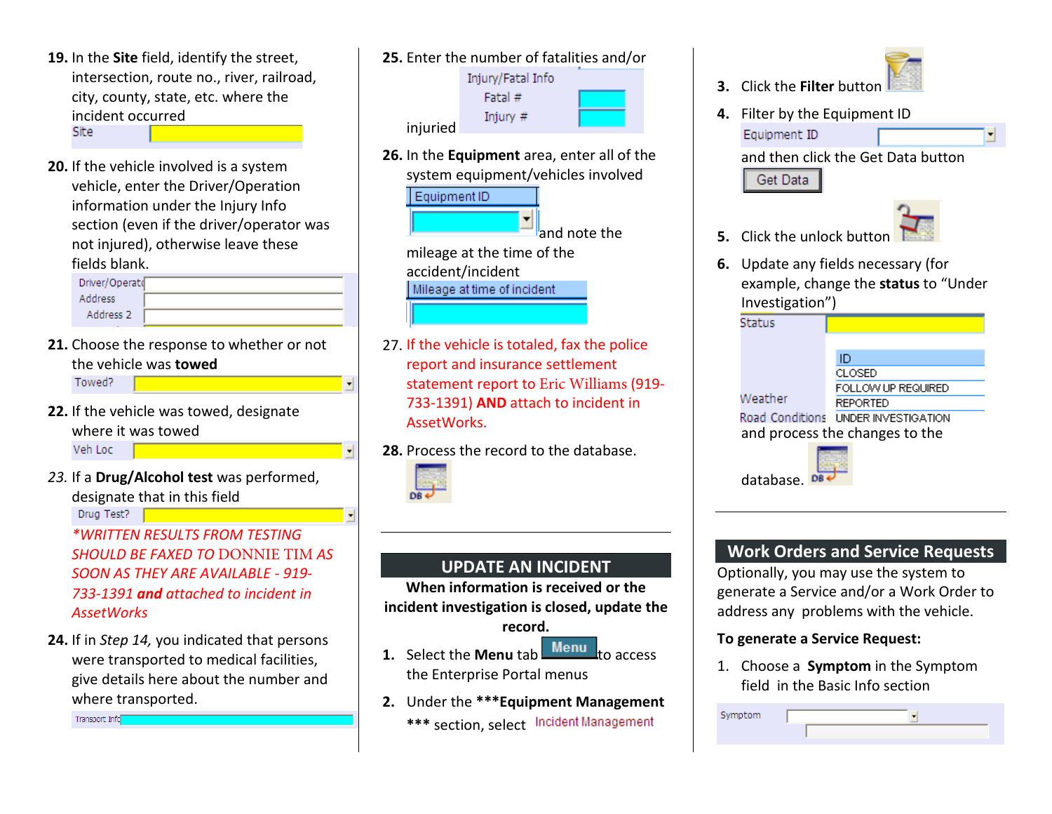19. In the **Site** field, identify the street, intersection, route no., river, railroad, city, county, state, etc. where the incident occurred

Site

20. If the vehicle involved is a system vehicle, enter the Driver/Operation information under the Injury Info section (even if the driver/operator was not injured), otherwise leave these fields blank.

Driver/Operat
Address
Address 2

21. Choose the response to whether or not the vehicle was **towed**

Towed?

22. If the vehicle was towed, designate where it was towed

Veh Loc

*23.* If a **Drug/Alcohol test** was performed, designate that in this field

Drug Test?

**\*WRITTEN RESULTS FROM TESTING SHOULD BE FAXED TO DONNIE TIM AS SOON AS THEY ARE AVAILABLE - 919-733-1391 *and* attached to incident in AssetWorks**

24. If in *Step 14,* you indicated that persons were transported to medical facilities, give details here about the number and where transported.

Transport Info

25. Enter the number of fatalities and/or injuried

Injury/Fatal Info
Fatal #
Injury #

26. In the **Equipment** area, enter all of the system equipment/vehicles involved

Equipment ID

and note the mileage at the time of the accident/incident

Mileage at time of incident

27. If the vehicle is totaled, fax the police report and insurance settlement statement report to Eric Williams (919-733-1391) **AND** attach to incident in AssetWorks.

28. Process the record to the database.

## UPDATE AN INCIDENT

**When information is received or the incident investigation is closed, update the record.**

1. Select the **Menu** tab Menu to access the Enterprise Portal menus
2. Under the **\*\*\*Equipment Management \*\*\*** section, select Incident Management
3. Click the **Filter** button
4. Filter by the Equipment ID

   Equipment ID

   and then click the Get Data button

   Get Data
5. Click the unlock button
6. Update any fields necessary (for example, change the **status** to "Under Investigation")

   Status
   Weather
   Road Conditions

   ID
   CLOSED
   FOLLOW UP REQUIRED
   REPORTED
   UNDER INVESTIGATION

   and process the changes to the database.

## Work Orders and Service Requests

Optionally, you may use the system to generate a Service and/or a Work Order to address any problems with the vehicle.

**To generate a Service Request:**

1. Choose a **Symptom** in the Symptom field in the Basic Info section

Symptom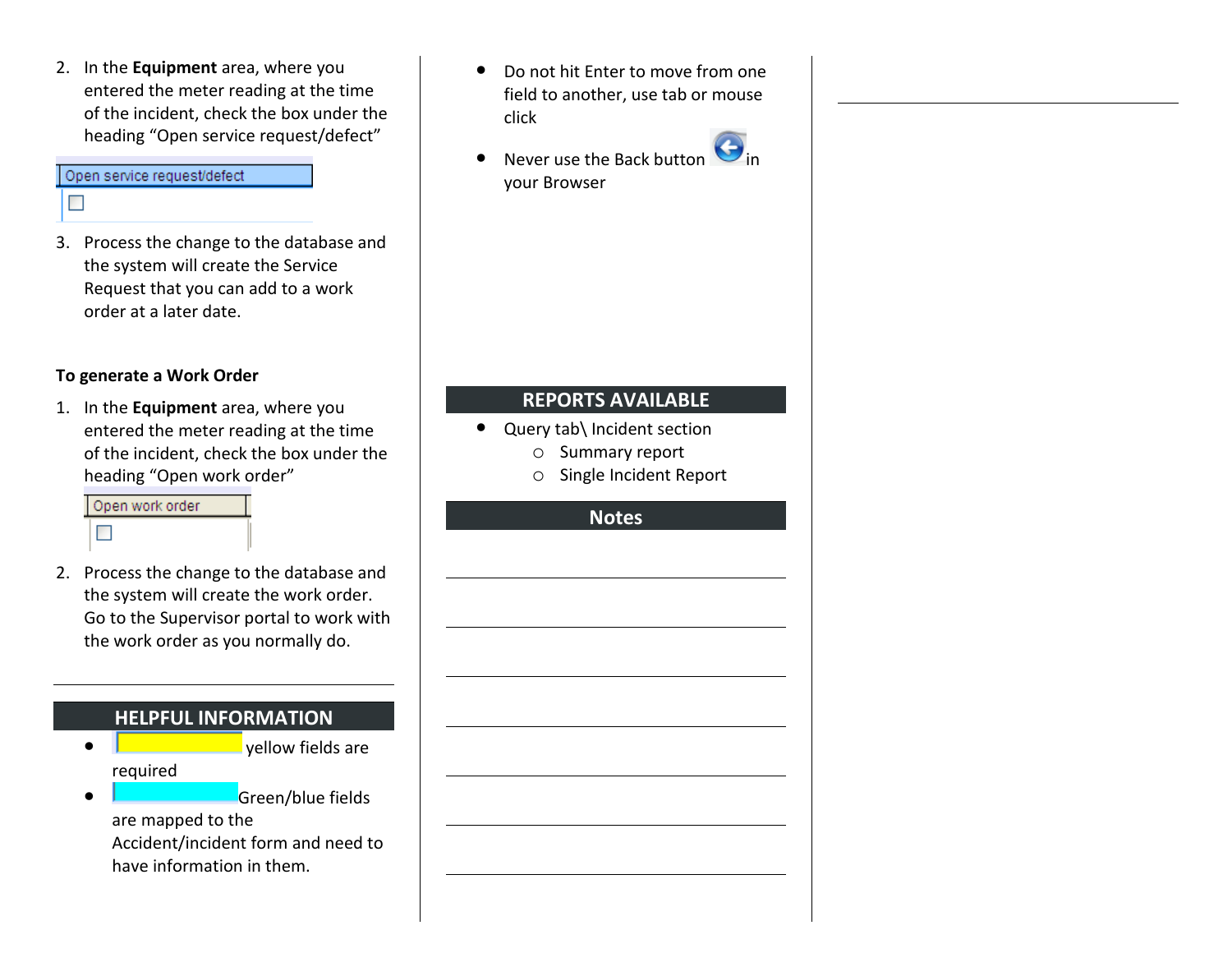2. In the **Equipment** area, where you entered the meter reading at the time of the incident, check the box under the heading "Open service request/defect"

Open service request/defect

3. Process the change to the database and the system will create the Service Request that you can add to a work order at a later date.

**To generate a Work Order**

1. In the **Equipment** area, where you entered the meter reading at the time of the incident, check the box under the heading "Open work order"

Open work order

2. Process the change to the database and the system will create the work order. Go to the Supervisor portal to work with the work order as you normally do.

## HELPFUL INFORMATION

- yellow fields are required
- Green/blue fields are mapped to the Accident/incident form and need to have information in them.
- Do not hit Enter to move from one field to another, use tab or mouse click
- Never use the Back button in your Browser

## REPORTS AVAILABLE

- Query tab\ Incident section
  - Summary report
  - Single Incident Report

## Notes